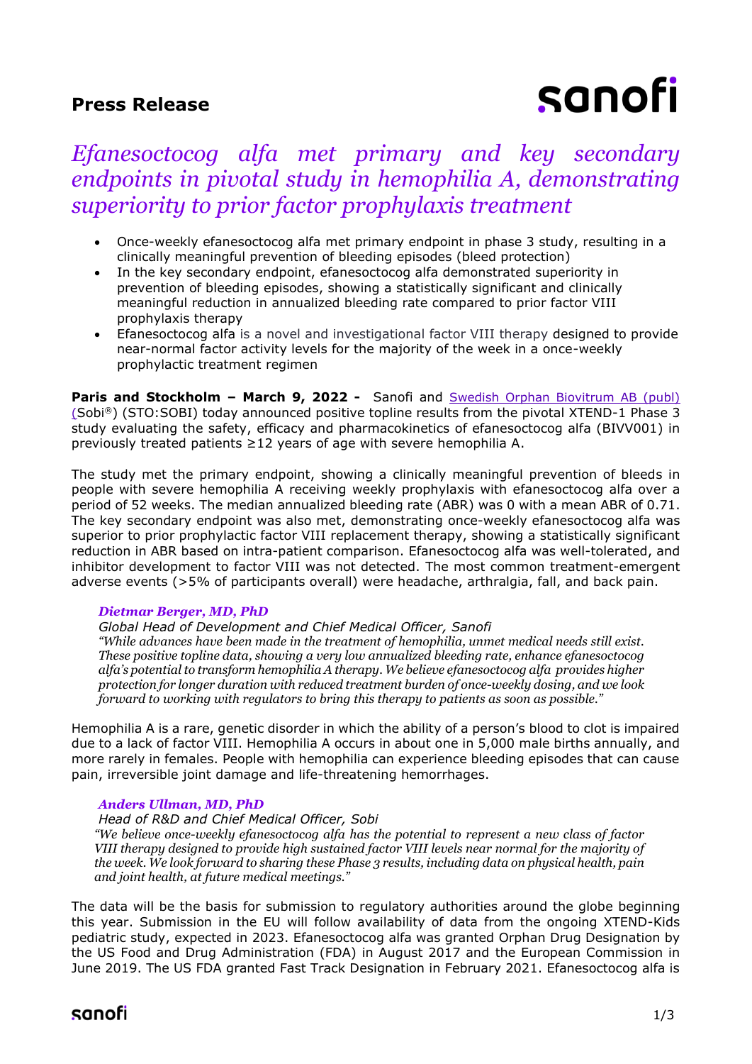**Press Release**

# *Efanesoctocog alfa met primary and key secondary endpoints in pivotal study in hemophilia A, demonstrating superiority to prior factor prophylaxis treatment*

- Once-weekly efanesoctocog alfa met primary endpoint in phase 3 study, resulting in a clinically meaningful prevention of bleeding episodes (bleed protection)
- In the key secondary endpoint, efanesoctocog alfa demonstrated superiority in prevention of bleeding episodes, showing a statistically significant and clinically meaningful reduction in annualized bleeding rate compared to prior factor VIII prophylaxis therapy
- Efanesoctocog alfa is a novel and investigational factor VIII therapy designed to provide near-normal factor activity levels for the majority of the week in a once-weekly prophylactic treatment regimen

**Paris and Stockholm – March 9, 2022 -** Sanofi and Swedish Orphan Biovitrum AB (publ) (Sobi®) (STO:SOBI) today announced positive topline results from the pivotal XTEND-1 Phase 3 study evaluating the safety, efficacy and pharmacokinetics of efanesoctocog alfa (BIVV001) in previously treated patients ≥12 years of age with severe hemophilia A.

The study met the primary endpoint, showing a clinically meaningful prevention of bleeds in people with severe hemophilia A receiving weekly prophylaxis with efanesoctocog alfa over a period of 52 weeks. The median annualized bleeding rate (ABR) was 0 with a mean ABR of 0.71. The key secondary endpoint was also met, demonstrating once-weekly efanesoctocog alfa was superior to prior prophylactic factor VIII replacement therapy, showing a statistically significant reduction in ABR based on intra-patient comparison. Efanesoctocog alfa was well-tolerated, and inhibitor development to factor VIII was not detected. The most common treatment-emergent adverse events (>5% of participants overall) were headache, arthralgia, fall, and back pain.

> ***Dietmar Berger, MD, PhD***
> *Global Head of Development and Chief Medical Officer, Sanofi*
> *"While advances have been made in the treatment of hemophilia, unmet medical needs still exist. These positive topline data, showing a very low annualized bleeding rate, enhance efanesoctocog alfa's potential to transform hemophilia A therapy. We believe efanesoctocog alfa provides higher protection for longer duration with reduced treatment burden of once-weekly dosing, and we look forward to working with regulators to bring this therapy to patients as soon as possible."*

Hemophilia A is a rare, genetic disorder in which the ability of a person's blood to clot is impaired due to a lack of factor VIII. Hemophilia A occurs in about one in 5,000 male births annually, and more rarely in females. People with hemophilia can experience bleeding episodes that can cause pain, irreversible joint damage and life-threatening hemorrhages.

> ***Anders Ullman, MD, PhD***
> *Head of R&D and Chief Medical Officer, Sobi*
> *"We believe once-weekly efanesoctocog alfa has the potential to represent a new class of factor VIII therapy designed to provide high sustained factor VIII levels near normal for the majority of the week. We look forward to sharing these Phase 3 results, including data on physical health, pain and joint health, at future medical meetings."*

The data will be the basis for submission to regulatory authorities around the globe beginning this year. Submission in the EU will follow availability of data from the ongoing XTEND-Kids pediatric study, expected in 2023. Efanesoctocog alfa was granted Orphan Drug Designation by the US Food and Drug Administration (FDA) in August 2017 and the European Commission in June 2019. The US FDA granted Fast Track Designation in February 2021. Efanesoctocog alfa is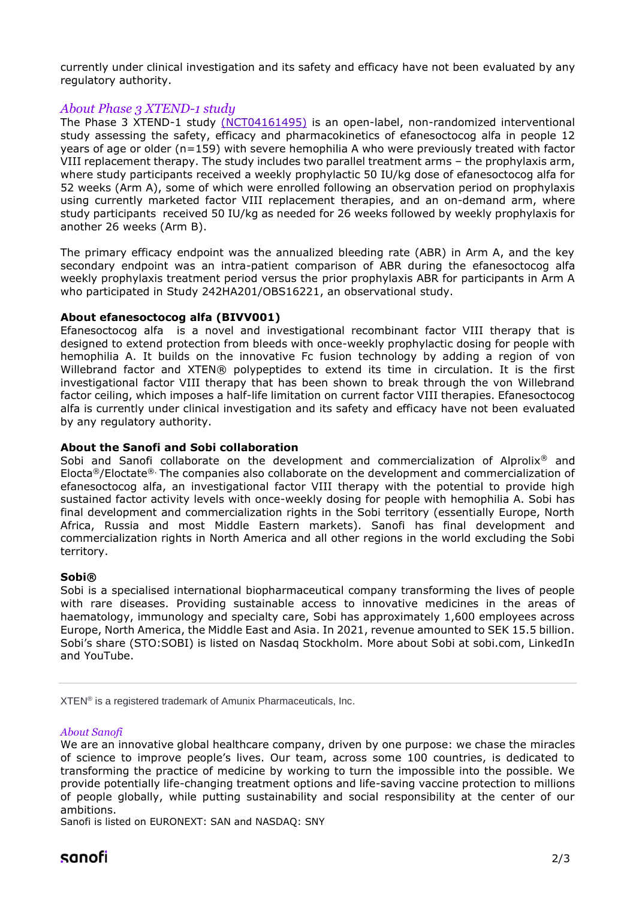currently under clinical investigation and its safety and efficacy have not been evaluated by any regulatory authority.

### *About Phase 3 XTEND-1 study*

The Phase 3 XTEND-1 study (NCT04161495) is an open-label, non-randomized interventional study assessing the safety, efficacy and pharmacokinetics of efanesoctocog alfa in people 12 years of age or older (n=159) with severe hemophilia A who were previously treated with factor VIII replacement therapy. The study includes two parallel treatment arms – the prophylaxis arm, where study participants received a weekly prophylactic 50 IU/kg dose of efanesoctocog alfa for 52 weeks (Arm A), some of which were enrolled following an observation period on prophylaxis using currently marketed factor VIII replacement therapies, and an on-demand arm, where study participants received 50 IU/kg as needed for 26 weeks followed by weekly prophylaxis for another 26 weeks (Arm B).

The primary efficacy endpoint was the annualized bleeding rate (ABR) in Arm A, and the key secondary endpoint was an intra-patient comparison of ABR during the efanesoctocog alfa weekly prophylaxis treatment period versus the prior prophylaxis ABR for participants in Arm A who participated in Study 242HA201/OBS16221, an observational study.

**About efanesoctocog alfa (BIVV001)**

Efanesoctocog alfa is a novel and investigational recombinant factor VIII therapy that is designed to extend protection from bleeds with once-weekly prophylactic dosing for people with hemophilia A. It builds on the innovative Fc fusion technology by adding a region of von Willebrand factor and XTEN® polypeptides to extend its time in circulation. It is the first investigational factor VIII therapy that has been shown to break through the von Willebrand factor ceiling, which imposes a half-life limitation on current factor VIII therapies. Efanesoctocog alfa is currently under clinical investigation and its safety and efficacy have not been evaluated by any regulatory authority.

**About the Sanofi and Sobi collaboration**

Sobi and Sanofi collaborate on the development and commercialization of Alprolix® and Elocta®/Eloctate®. The companies also collaborate on the development and commercialization of efanesoctocog alfa, an investigational factor VIII therapy with the potential to provide high sustained factor activity levels with once-weekly dosing for people with hemophilia A. Sobi has final development and commercialization rights in the Sobi territory (essentially Europe, North Africa, Russia and most Middle Eastern markets). Sanofi has final development and commercialization rights in North America and all other regions in the world excluding the Sobi territory.

**Sobi®**

Sobi is a specialised international biopharmaceutical company transforming the lives of people with rare diseases. Providing sustainable access to innovative medicines in the areas of haematology, immunology and specialty care, Sobi has approximately 1,600 employees across Europe, North America, the Middle East and Asia. In 2021, revenue amounted to SEK 15.5 billion. Sobi's share (STO:SOBI) is listed on Nasdaq Stockholm. More about Sobi at sobi.com, LinkedIn and YouTube.

---

XTEN® is a registered trademark of Amunix Pharmaceuticals, Inc.

*About Sanofi*

We are an innovative global healthcare company, driven by one purpose: we chase the miracles of science to improve people's lives. Our team, across some 100 countries, is dedicated to transforming the practice of medicine by working to turn the impossible into the possible. We provide potentially life-changing treatment options and life-saving vaccine protection to millions of people globally, while putting sustainability and social responsibility at the center of our ambitions.

Sanofi is listed on EURONEXT: SAN and NASDAQ: SNY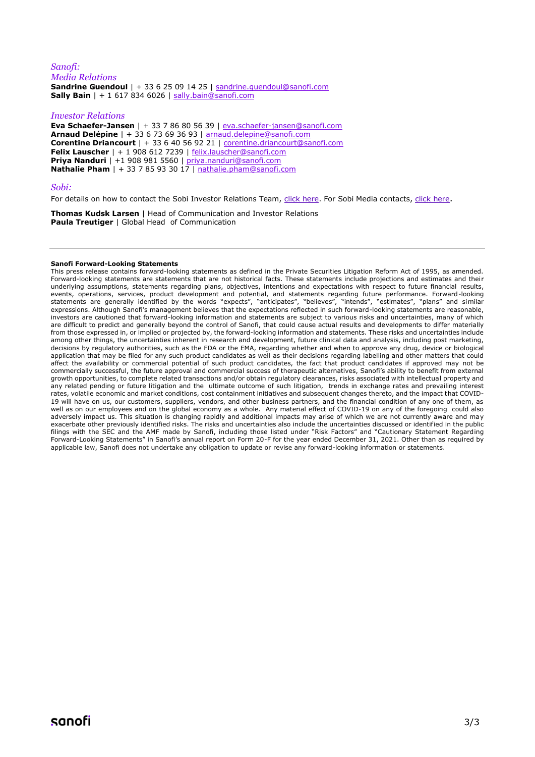*Sanofi:*
*Media Relations*
**Sandrine Guendoul** | + 33 6 25 09 14 25 | sandrine.guendoul@sanofi.com
**Sally Bain** | + 1 617 834 6026 | sally.bain@sanofi.com

*Investor Relations*
**Eva Schaefer-Jansen** | + 33 7 86 80 56 39 | eva.schaefer-jansen@sanofi.com
**Arnaud Delépine** | + 33 6 73 69 36 93 | arnaud.delepine@sanofi.com
**Corentine Driancourt** | + 33 6 40 56 92 21 | corentine.driancourt@sanofi.com
**Felix Lauscher** | + 1 908 612 7239 | felix.lauscher@sanofi.com
**Priya Nanduri** | +1 908 981 5560 | priya.nanduri@sanofi.com
**Nathalie Pham** | + 33 7 85 93 30 17 | nathalie.pham@sanofi.com

*Sobi:*

For details on how to contact the Sobi Investor Relations Team, click here. For Sobi Media contacts, click here.

**Thomas Kudsk Larsen** | Head of Communication and Investor Relations
**Paula Treutiger** | Global Head of Communication

---

**Sanofi Forward-Looking Statements**

This press release contains forward-looking statements as defined in the Private Securities Litigation Reform Act of 1995, as amended. Forward-looking statements are statements that are not historical facts. These statements include projections and estimates and their underlying assumptions, statements regarding plans, objectives, intentions and expectations with respect to future financial results, events, operations, services, product development and potential, and statements regarding future performance. Forward-looking statements are generally identified by the words "expects", "anticipates", "believes", "intends", "estimates", "plans" and similar expressions. Although Sanofi's management believes that the expectations reflected in such forward-looking statements are reasonable, investors are cautioned that forward-looking information and statements are subject to various risks and uncertainties, many of which are difficult to predict and generally beyond the control of Sanofi, that could cause actual results and developments to differ materially from those expressed in, or implied or projected by, the forward-looking information and statements. These risks and uncertainties include among other things, the uncertainties inherent in research and development, future clinical data and analysis, including post marketing, decisions by regulatory authorities, such as the FDA or the EMA, regarding whether and when to approve any drug, device or biological application that may be filed for any such product candidates as well as their decisions regarding labelling and other matters that could affect the availability or commercial potential of such product candidates, the fact that product candidates if approved may not be commercially successful, the future approval and commercial success of therapeutic alternatives, Sanofi's ability to benefit from external growth opportunities, to complete related transactions and/or obtain regulatory clearances, risks associated with intellectual property and any related pending or future litigation and the ultimate outcome of such litigation, trends in exchange rates and prevailing interest rates, volatile economic and market conditions, cost containment initiatives and subsequent changes thereto, and the impact that COVID-19 will have on us, our customers, suppliers, vendors, and other business partners, and the financial condition of any one of them, as well as on our employees and on the global economy as a whole. Any material effect of COVID-19 on any of the foregoing could also adversely impact us. This situation is changing rapidly and additional impacts may arise of which we are not currently aware and may exacerbate other previously identified risks. The risks and uncertainties also include the uncertainties discussed or identified in the public filings with the SEC and the AMF made by Sanofi, including those listed under "Risk Factors" and "Cautionary Statement Regarding Forward-Looking Statements" in Sanofi's annual report on Form 20-F for the year ended December 31, 2021. Other than as required by applicable law, Sanofi does not undertake any obligation to update or revise any forward-looking information or statements.